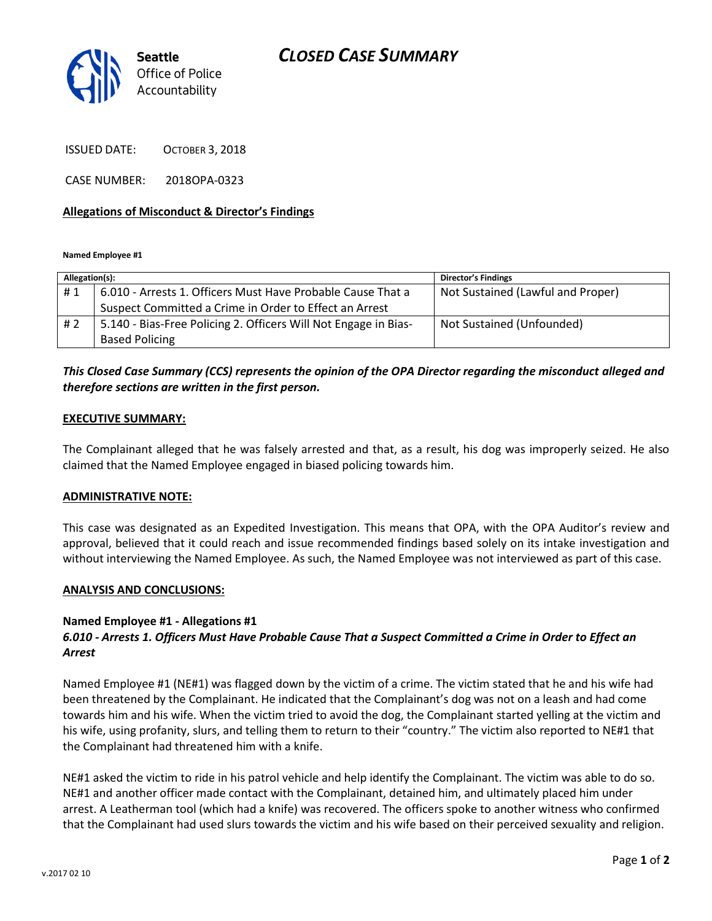# CLOSED CASE SUMMARY

Seattle Office of Police Accountability

ISSUED DATE: OCTOBER 3, 2018

CASE NUMBER: 2018OPA-0323

**Allegations of Misconduct & Director's Findings**

**Named Employee #1**

| Allegation(s): | | Director's Findings |
|---|---|---|
| # 1 | 6.010 - Arrests 1. Officers Must Have Probable Cause That a Suspect Committed a Crime in Order to Effect an Arrest | Not Sustained (Lawful and Proper) |
| # 2 | 5.140 - Bias-Free Policing 2. Officers Will Not Engage in Bias-Based Policing | Not Sustained (Unfounded) |

***This Closed Case Summary (CCS) represents the opinion of the OPA Director regarding the misconduct alleged and therefore sections are written in the first person.***

**EXECUTIVE SUMMARY:**

The Complainant alleged that he was falsely arrested and that, as a result, his dog was improperly seized. He also claimed that the Named Employee engaged in biased policing towards him.

**ADMINISTRATIVE NOTE:**

This case was designated as an Expedited Investigation. This means that OPA, with the OPA Auditor's review and approval, believed that it could reach and issue recommended findings based solely on its intake investigation and without interviewing the Named Employee. As such, the Named Employee was not interviewed as part of this case.

**ANALYSIS AND CONCLUSIONS:**

**Named Employee #1 - Allegations #1**
***6.010 - Arrests 1. Officers Must Have Probable Cause That a Suspect Committed a Crime in Order to Effect an Arrest***

Named Employee #1 (NE#1) was flagged down by the victim of a crime. The victim stated that he and his wife had been threatened by the Complainant. He indicated that the Complainant's dog was not on a leash and had come towards him and his wife. When the victim tried to avoid the dog, the Complainant started yelling at the victim and his wife, using profanity, slurs, and telling them to return to their "country." The victim also reported to NE#1 that the Complainant had threatened him with a knife.

NE#1 asked the victim to ride in his patrol vehicle and help identify the Complainant. The victim was able to do so. NE#1 and another officer made contact with the Complainant, detained him, and ultimately placed him under arrest. A Leatherman tool (which had a knife) was recovered. The officers spoke to another witness who confirmed that the Complainant had used slurs towards the victim and his wife based on their perceived sexuality and religion.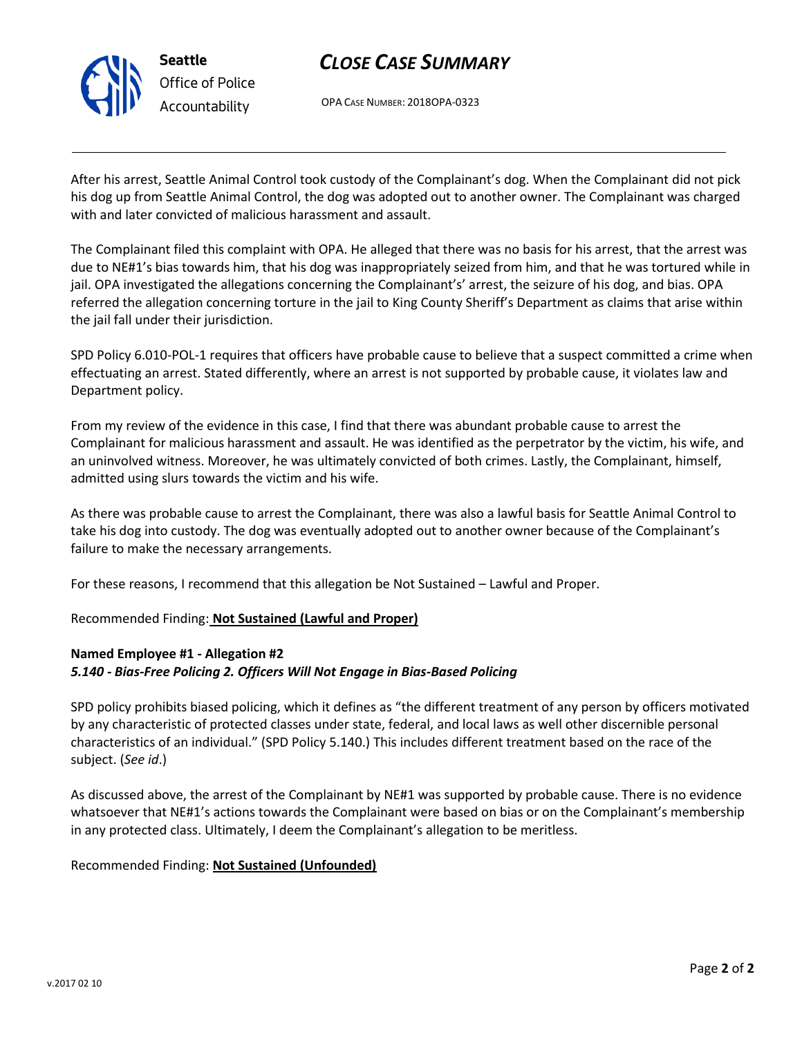After his arrest, Seattle Animal Control took custody of the Complainant's dog. When the Complainant did not pick his dog up from Seattle Animal Control, the dog was adopted out to another owner. The Complainant was charged with and later convicted of malicious harassment and assault.

The Complainant filed this complaint with OPA. He alleged that there was no basis for his arrest, that the arrest was due to NE#1's bias towards him, that his dog was inappropriately seized from him, and that he was tortured while in jail. OPA investigated the allegations concerning the Complainant's' arrest, the seizure of his dog, and bias. OPA referred the allegation concerning torture in the jail to King County Sheriff's Department as claims that arise within the jail fall under their jurisdiction.

SPD Policy 6.010-POL-1 requires that officers have probable cause to believe that a suspect committed a crime when effectuating an arrest. Stated differently, where an arrest is not supported by probable cause, it violates law and Department policy.

From my review of the evidence in this case, I find that there was abundant probable cause to arrest the Complainant for malicious harassment and assault. He was identified as the perpetrator by the victim, his wife, and an uninvolved witness. Moreover, he was ultimately convicted of both crimes. Lastly, the Complainant, himself, admitted using slurs towards the victim and his wife.

As there was probable cause to arrest the Complainant, there was also a lawful basis for Seattle Animal Control to take his dog into custody. The dog was eventually adopted out to another owner because of the Complainant's failure to make the necessary arrangements.

For these reasons, I recommend that this allegation be Not Sustained – Lawful and Proper.

Recommended Finding: **Not Sustained (Lawful and Proper)**

**Named Employee #1 - Allegation #2**
***5.140 - Bias-Free Policing 2. Officers Will Not Engage in Bias-Based Policing***

SPD policy prohibits biased policing, which it defines as "the different treatment of any person by officers motivated by any characteristic of protected classes under state, federal, and local laws as well other discernible personal characteristics of an individual." (SPD Policy 5.140.) This includes different treatment based on the race of the subject. (*See id*.)

As discussed above, the arrest of the Complainant by NE#1 was supported by probable cause. There is no evidence whatsoever that NE#1's actions towards the Complainant were based on bias or on the Complainant's membership in any protected class. Ultimately, I deem the Complainant's allegation to be meritless.

Recommended Finding: **Not Sustained (Unfounded)**